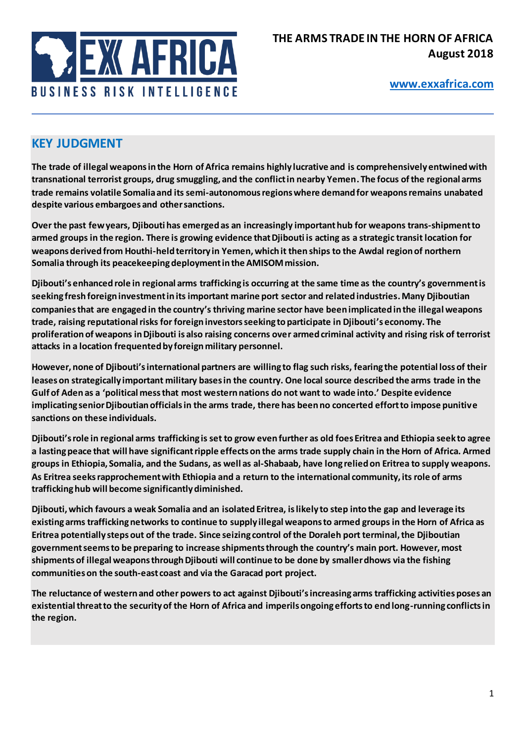EX AFRICA

BUSINESS RISK INTELLIGENCE

**THE ARMS TRADE IN THE HORN OF AFRICA**
**August 2018**

[www.exxafrica.com](http://www.exxafrica.com)

## KEY JUDGMENT

**The trade of illegal weapons in the Horn of Africa remains highly lucrative and is comprehensively entwined with transnational terrorist groups, drug smuggling, and the conflict in nearby Yemen. The focus of the regional arms trade remains volatile Somalia and its semi-autonomous regions where demand for weapons remains unabated despite various embargoes and other sanctions.**

**Over the past few years, Djibouti has emerged as an increasingly important hub for weapons trans-shipment to armed groups in the region. There is growing evidence that Djibouti is acting as a strategic transit location for weapons derived from Houthi-held territory in Yemen, which it then ships to the Awdal region of northern Somalia through its peacekeeping deployment in the AMISOM mission.**

**Djibouti's enhanced role in regional arms trafficking is occurring at the same time as the country's government is seeking fresh foreign investment in its important marine port sector and related industries. Many Djiboutian companies that are engaged in the country's thriving marine sector have been implicated in the illegal weapons trade, raising reputational risks for foreign investors seeking to participate in Djibouti's economy. The proliferation of weapons in Djibouti is also raising concerns over armed criminal activity and rising risk of terrorist attacks in a location frequented by foreign military personnel.**

**However, none of Djibouti's international partners are willing to flag such risks, fearing the potential loss of their leases on strategically important military bases in the country. One local source described the arms trade in the Gulf of Aden as a 'political mess that most western nations do not want to wade into.' Despite evidence implicating senior Djiboutian officials in the arms trade, there has been no concerted effort to impose punitive sanctions on these individuals.**

**Djibouti's role in regional arms trafficking is set to grow even further as old foes Eritrea and Ethiopia seek to agree a lasting peace that will have significant ripple effects on the arms trade supply chain in the Horn of Africa. Armed groups in Ethiopia, Somalia, and the Sudans, as well as al-Shabaab, have long relied on Eritrea to supply weapons. As Eritrea seeks rapprochement with Ethiopia and a return to the international community, its role of arms trafficking hub will become significantly diminished.**

**Djibouti, which favours a weak Somalia and an isolated Eritrea, is likely to step into the gap and leverage its existing arms trafficking networks to continue to supply illegal weapons to armed groups in the Horn of Africa as Eritrea potentially steps out of the trade. Since seizing control of the Doraleh port terminal, the Djiboutian government seems to be preparing to increase shipments through the country's main port. However, most shipments of illegal weapons through Djibouti will continue to be done by smaller dhows via the fishing communities on the south-east coast and via the Garacad port project.**

**The reluctance of western and other powers to act against Djibouti's increasing arms trafficking activities poses an existential threat to the security of the Horn of Africa and imperils ongoing efforts to end long-running conflicts in the region.**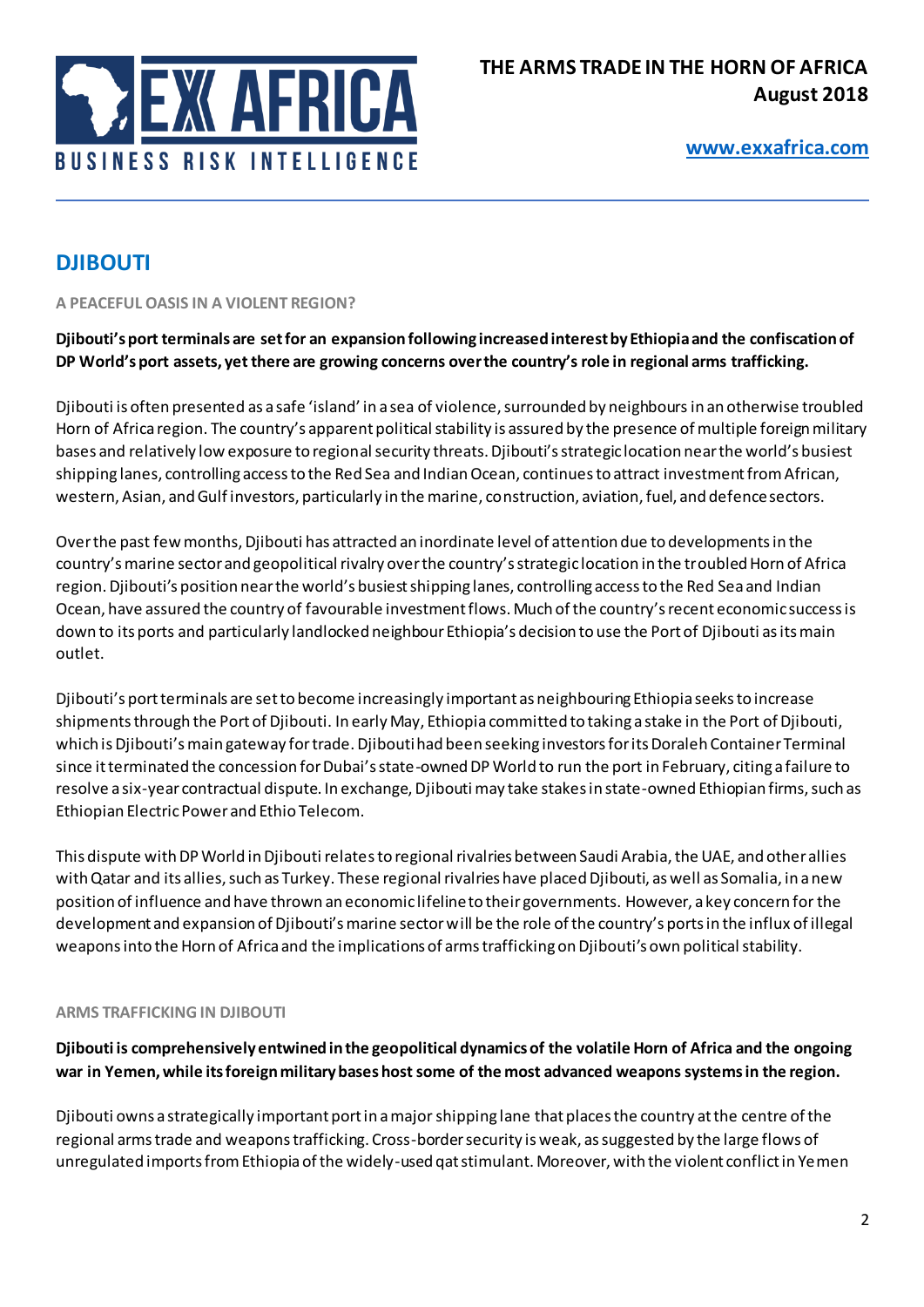## DJIBOUTI

#### A PEACEFUL OASIS IN A VIOLENT REGION?

**Djibouti's port terminals are set for an expansion following increased interest by Ethiopia and the confiscation of DP World's port assets, yet there are growing concerns over the country's role in regional arms trafficking.**

Djibouti is often presented as a safe 'island' in a sea of violence, surrounded by neighbours in an otherwise troubled Horn of Africa region. The country's apparent political stability is assured by the presence of multiple foreign military bases and relatively low exposure to regional security threats. Djibouti's strategic location near the world's busiest shipping lanes, controlling access to the Red Sea and Indian Ocean, continues to attract investment from African, western, Asian, and Gulf investors, particularly in the marine, construction, aviation, fuel, and defence sectors.

Over the past few months, Djibouti has attracted an inordinate level of attention due to developments in the country's marine sector and geopolitical rivalry over the country's strategic location in the troubled Horn of Africa region. Djibouti's position near the world's busiest shipping lanes, controlling access to the Red Sea and Indian Ocean, have assured the country of favourable investment flows. Much of the country's recent economic success is down to its ports and particularly landlocked neighbour Ethiopia's decision to use the Port of Djibouti as its main outlet.

Djibouti's port terminals are set to become increasingly important as neighbouring Ethiopia seeks to increase shipments through the Port of Djibouti. In early May, Ethiopia committed to taking a stake in the Port of Djibouti, which is Djibouti's main gateway for trade. Djibouti had been seeking investors for its Doraleh Container Terminal since it terminated the concession for Dubai's state-owned DP World to run the port in February, citing a failure to resolve a six-year contractual dispute. In exchange, Djibouti may take stakes in state-owned Ethiopian firms, such as Ethiopian Electric Power and Ethio Telecom.

This dispute with DP World in Djibouti relates to regional rivalries between Saudi Arabia, the UAE, and other allies with Qatar and its allies, such as Turkey. These regional rivalries have placed Djibouti, as well as Somalia, in a new position of influence and have thrown an economic lifeline to their governments. However, a key concern for the development and expansion of Djibouti's marine sector will be the role of the country's ports in the influx of illegal weapons into the Horn of Africa and the implications of arms trafficking on Djibouti's own political stability.

#### ARMS TRAFFICKING IN DJIBOUTI

**Djibouti is comprehensively entwined in the geopolitical dynamics of the volatile Horn of Africa and the ongoing war in Yemen, while its foreign military bases host some of the most advanced weapons systems in the region.**

Djibouti owns a strategically important port in a major shipping lane that places the country at the centre of the regional arms trade and weapons trafficking. Cross-border security is weak, as suggested by the large flows of unregulated imports from Ethiopia of the widely-used qat stimulant. Moreover, with the violent conflict in Yemen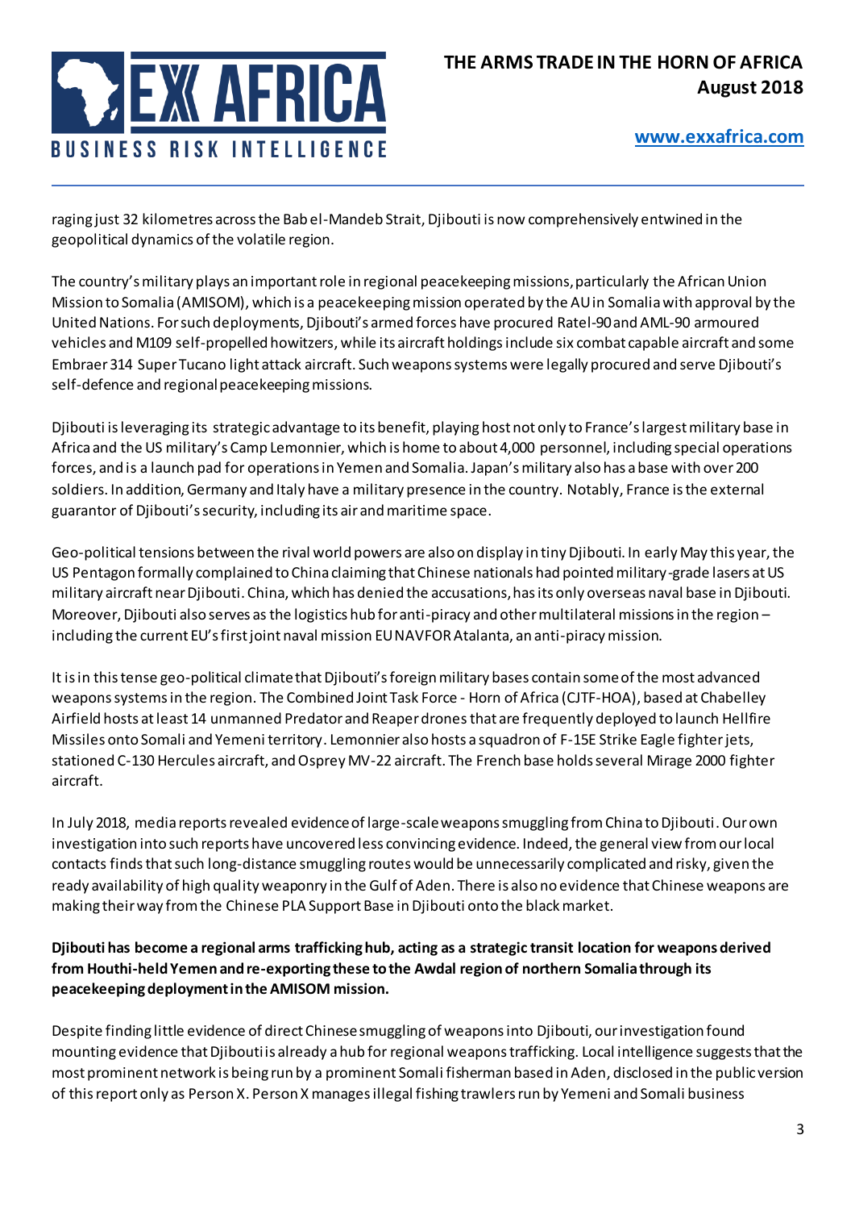raging just 32 kilometres across the Bab el-Mandeb Strait, Djibouti is now comprehensively entwined in the geopolitical dynamics of the volatile region.

The country's military plays an important role in regional peacekeeping missions, particularly the African Union Mission to Somalia (AMISOM), which is a peacekeeping mission operated by the AU in Somalia with approval by the United Nations. For such deployments, Djibouti's armed forces have procured Ratel-90 and AML-90 armoured vehicles and M109 self-propelled howitzers, while its aircraft holdings include six combat capable aircraft and some Embraer 314 Super Tucano light attack aircraft. Such weapons systems were legally procured and serve Djibouti's self-defence and regional peacekeeping missions.

Djibouti is leveraging its strategic advantage to its benefit, playing host not only to France's largest military base in Africa and the US military's Camp Lemonnier, which is home to about 4,000 personnel, including special operations forces, and is a launch pad for operations in Yemen and Somalia. Japan's military also has a base with over 200 soldiers. In addition, Germany and Italy have a military presence in the country. Notably, France is the external guarantor of Djibouti's security, including its air and maritime space.

Geo-political tensions between the rival world powers are also on display in tiny Djibouti. In early May this year, the US Pentagon formally complained to China claiming that Chinese nationals had pointed military-grade lasers at US military aircraft near Djibouti. China, which has denied the accusations, has its only overseas naval base in Djibouti. Moreover, Djibouti also serves as the logistics hub for anti-piracy and other multilateral missions in the region – including the current EU's first joint naval mission EU NAVFOR Atalanta, an anti-piracy mission.

It is in this tense geo-political climate that Djibouti's foreign military bases contain some of the most advanced weapons systems in the region. The Combined Joint Task Force - Horn of Africa (CJTF-HOA), based at Chabelley Airfield hosts at least 14 unmanned Predator and Reaper drones that are frequently deployed to launch Hellfire Missiles onto Somali and Yemeni territory. Lemonnier also hosts a squadron of F-15E Strike Eagle fighter jets, stationed C-130 Hercules aircraft, and Osprey MV-22 aircraft. The French base holds several Mirage 2000 fighter aircraft.

In July 2018, media reports revealed evidence of large-scale weapons smuggling from China to Djibouti. Our own investigation into such reports have uncovered less convincing evidence. Indeed, the general view from our local contacts finds that such long-distance smuggling routes would be unnecessarily complicated and risky, given the ready availability of high quality weaponry in the Gulf of Aden. There is also no evidence that Chinese weapons are making their way from the Chinese PLA Support Base in Djibouti onto the black market.

**Djibouti has become a regional arms trafficking hub, acting as a strategic transit location for weapons derived from Houthi-held Yemen and re-exporting these to the Awdal region of northern Somalia through its peacekeeping deployment in the AMISOM mission.**

Despite finding little evidence of direct Chinese smuggling of weapons into Djibouti, our investigation found mounting evidence that Djibouti is already a hub for regional weapons trafficking. Local intelligence suggests that the most prominent network is being run by a prominent Somali fisherman based in Aden, disclosed in the public version of this report only as Person X. Person X manages illegal fishing trawlers run by Yemeni and Somali business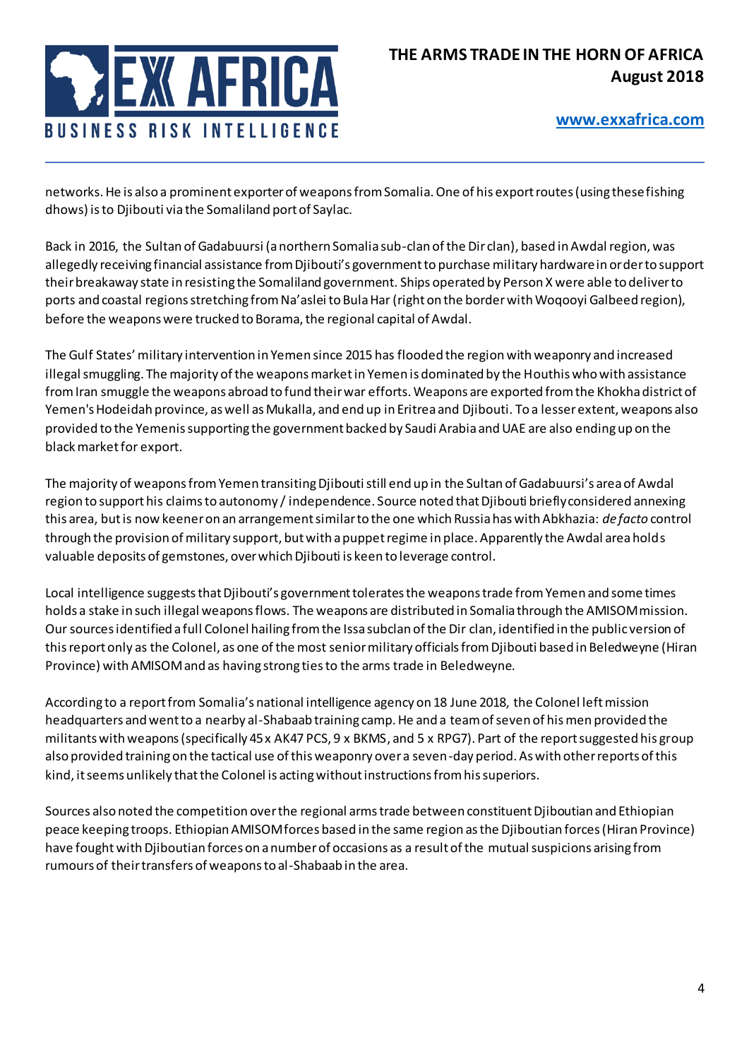networks. He is also a prominent exporter of weapons from Somalia. One of his export routes (using these fishing dhows) is to Djibouti via the Somaliland port of Saylac.

Back in 2016, the Sultan of Gadabuursi (a northern Somalia sub-clan of the Dir clan), based in Awdal region, was allegedly receiving financial assistance from Djibouti's government to purchase military hardware in order to support their breakaway state in resisting the Somaliland government. Ships operated by Person X were able to deliver to ports and coastal regions stretching from Na'aslei to Bula Har (right on the border with Woqooyi Galbeed region), before the weapons were trucked to Borama, the regional capital of Awdal.

The Gulf States' military intervention in Yemen since 2015 has flooded the region with weaponry and increased illegal smuggling. The majority of the weapons market in Yemen is dominated by the Houthis who with assistance from Iran smuggle the weapons abroad to fund their war efforts. Weapons are exported from the Khokha district of Yemen's Hodeidah province, as well as Mukalla, and end up in Eritrea and Djibouti. To a lesser extent, weapons also provided to the Yemenis supporting the government backed by Saudi Arabia and UAE are also ending up on the black market for export.

The majority of weapons from Yemen transiting Djibouti still end up in the Sultan of Gadabuursi's area of Awdal region to support his claims to autonomy / independence. Source noted that Djibouti briefly considered annexing this area, but is now keener on an arrangement similar to the one which Russia has with Abkhazia: *de facto* control through the provision of military support, but with a puppet regime in place. Apparently the Awdal area holds valuable deposits of gemstones, over which Djibouti is keen to leverage control.

Local intelligence suggests that Djibouti's government tolerates the weapons trade from Yemen and some times holds a stake in such illegal weapons flows. The weapons are distributed in Somalia through the AMISOM mission. Our sources identified a full Colonel hailing from the Issa subclan of the Dir clan, identified in the public version of this report only as the Colonel, as one of the most senior military officials from Djibouti based in Beledweyne (Hiran Province) with AMISOM and as having strong ties to the arms trade in Beledweyne.

According to a report from Somalia's national intelligence agency on 18 June 2018, the Colonel left mission headquarters and went to a nearby al-Shabaab training camp. He and a team of seven of his men provided the militants with weapons (specifically 45 x AK47 PCS, 9 x BKMS, and 5 x RPG7). Part of the report suggested his group also provided training on the tactical use of this weaponry over a seven-day period. As with other reports of this kind, it seems unlikely that the Colonel is acting without instructions from his superiors.

Sources also noted the competition over the regional arms trade between constituent Djiboutian and Ethiopian peace keeping troops. Ethiopian AMISOM forces based in the same region as the Djiboutian forces (Hiran Province) have fought with Djiboutian forces on a number of occasions as a result of the mutual suspicions arising from rumours of their transfers of weapons to al-Shabaab in the area.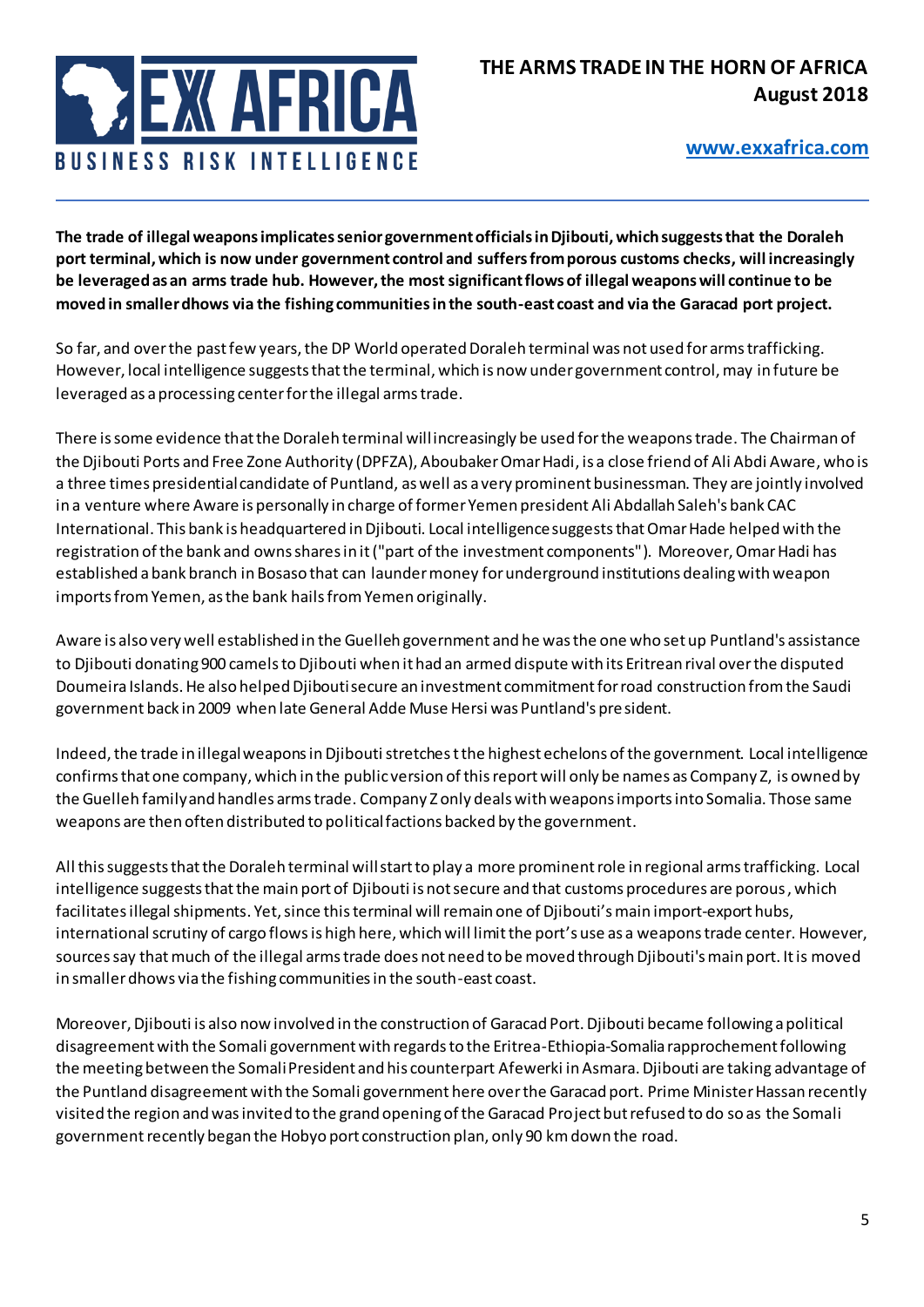**The trade of illegal weapons implicates senior government officials in Djibouti, which suggests that the Doraleh port terminal, which is now under government control and suffers from porous customs checks, will increasingly be leveraged as an arms trade hub. However, the most significant flows of illegal weapons will continue to be moved in smaller dhows via the fishing communities in the south-east coast and via the Garacad port project.**

So far, and over the past few years, the DP World operated Doraleh terminal was not used for arms trafficking. However, local intelligence suggests that the terminal, which is now under government control, may in future be leveraged as a processing center for the illegal arms trade.

There is some evidence that the Doraleh terminal will increasingly be used for the weapons trade. The Chairman of the Djibouti Ports and Free Zone Authority (DPFZA), Aboubaker Omar Hadi, is a close friend of Ali Abdi Aware, who is a three times presidential candidate of Puntland, as well as a very prominent businessman. They are jointly involved in a venture where Aware is personally in charge of former Yemen president Ali Abdallah Saleh's bank CAC International. This bank is headquartered in Djibouti. Local intelligence suggests that Omar Hade helped with the registration of the bank and owns shares in it ("part of the investment components"). Moreover, Omar Hadi has established a bank branch in Bosaso that can launder money for underground institutions dealing with weapon imports from Yemen, as the bank hails from Yemen originally.

Aware is also very well established in the Guelleh government and he was the one who set up Puntland's assistance to Djibouti donating 900 camels to Djibouti when it had an armed dispute with its Eritrean rival over the disputed Doumeira Islands. He also helped Djibouti secure an investment commitment for road construction from the Saudi government back in 2009 when late General Adde Muse Hersi was Puntland's president.

Indeed, the trade in illegal weapons in Djibouti stretches t the highest echelons of the government. Local intelligence confirms that one company, which in the public version of this report will only be names as Company Z, is owned by the Guelleh family and handles arms trade. Company Z only deals with weapons imports into Somalia. Those same weapons are then often distributed to political factions backed by the government.

All this suggests that the Doraleh terminal will start to play a more prominent role in regional arms trafficking. Local intelligence suggests that the main port of Djibouti is not secure and that customs procedures are porous, which facilitates illegal shipments. Yet, since this terminal will remain one of Djibouti's main import-export hubs, international scrutiny of cargo flows is high here, which will limit the port's use as a weapons trade center. However, sources say that much of the illegal arms trade does not need to be moved through Djibouti's main port. It is moved in smaller dhows via the fishing communities in the south-east coast.

Moreover, Djibouti is also now involved in the construction of Garacad Port. Djibouti became following a political disagreement with the Somali government with regards to the Eritrea-Ethiopia-Somalia rapprochement following the meeting between the Somali President and his counterpart Afewerki in Asmara. Djibouti are taking advantage of the Puntland disagreement with the Somali government here over the Garacad port. Prime Minister Hassan recently visited the region and was invited to the grand opening of the Garacad Project but refused to do so as the Somali government recently began the Hobyo port construction plan, only 90 km down the road.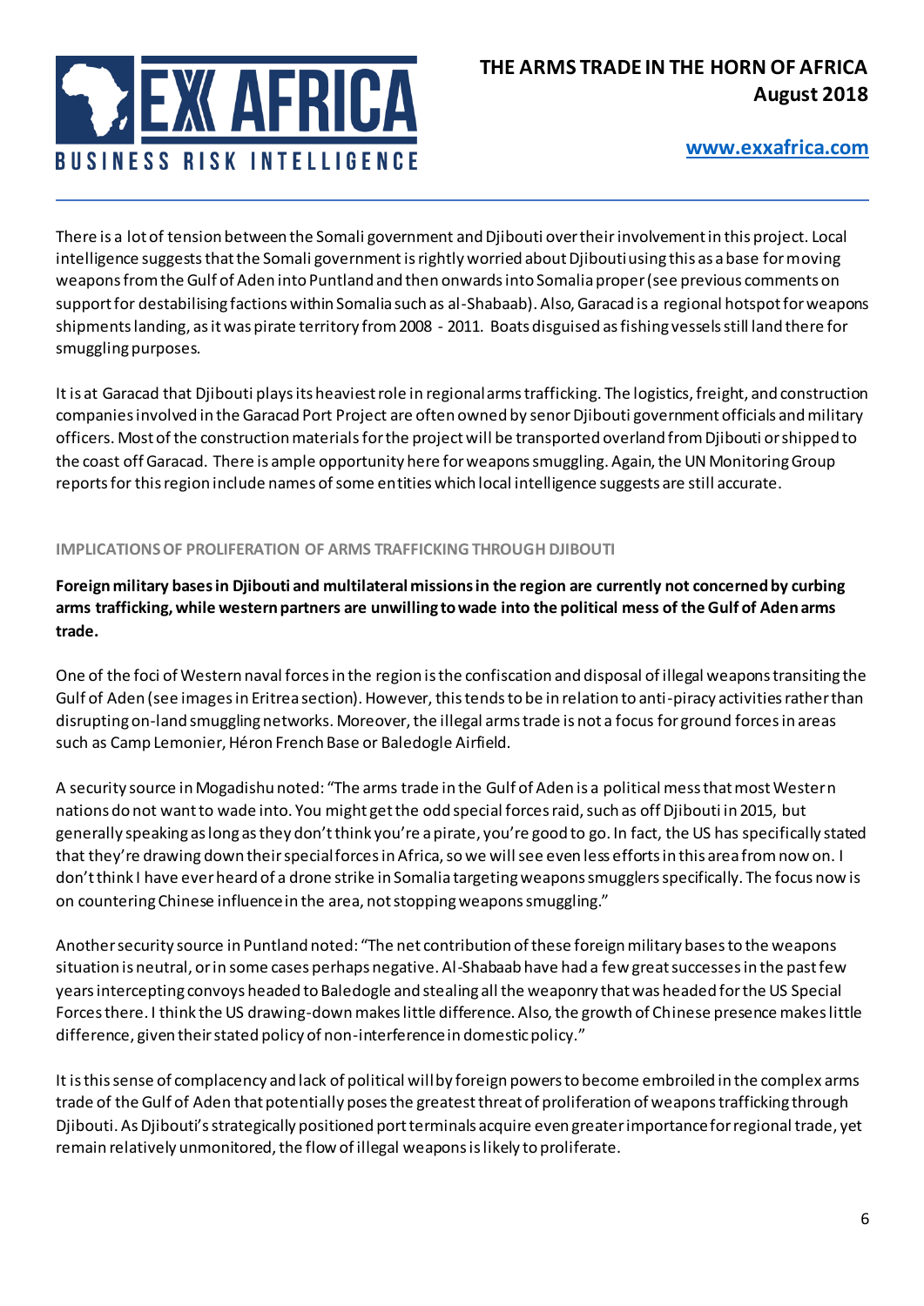There is a lot of tension between the Somali government and Djibouti over their involvement in this project. Local intelligence suggests that the Somali government is rightly worried about Djibouti using this as a base for moving weapons from the Gulf of Aden into Puntland and then onwards into Somalia proper (see previous comments on support for destabilising factions within Somalia such as al-Shabaab). Also, Garacad is a regional hotspot for weapons shipments landing, as it was pirate territory from 2008 - 2011. Boats disguised as fishing vessels still land there for smuggling purposes.

It is at Garacad that Djibouti plays its heaviest role in regional arms trafficking. The logistics, freight, and construction companies involved in the Garacad Port Project are often owned by senor Djibouti government officials and military officers. Most of the construction materials for the project will be transported overland from Djibouti or shipped to the coast off Garacad. There is ample opportunity here for weapons smuggling. Again, the UN Monitoring Group reports for this region include names of some entities which local intelligence suggests are still accurate.

## IMPLICATIONS OF PROLIFERATION OF ARMS TRAFFICKING THROUGH DJIBOUTI

**Foreign military bases in Djibouti and multilateral missions in the region are currently not concerned by curbing arms trafficking, while western partners are unwilling to wade into the political mess of the Gulf of Aden arms trade.**

One of the foci of Western naval forces in the region is the confiscation and disposal of illegal weapons transiting the Gulf of Aden (see images in Eritrea section). However, this tends to be in relation to anti-piracy activities rather than disrupting on-land smuggling networks. Moreover, the illegal arms trade is not a focus for ground forces in areas such as Camp Lemonier, Héron French Base or Baledogle Airfield.

A security source in Mogadishu noted: "The arms trade in the Gulf of Aden is a political mess that most Western nations do not want to wade into. You might get the odd special forces raid, such as off Djibouti in 2015, but generally speaking as long as they don't think you're a pirate, you're good to go. In fact, the US has specifically stated that they're drawing down their special forces in Africa, so we will see even less efforts in this area from now on. I don't think I have ever heard of a drone strike in Somalia targeting weapons smugglers specifically. The focus now is on countering Chinese influence in the area, not stopping weapons smuggling."

Another security source in Puntland noted: "The net contribution of these foreign military bases to the weapons situation is neutral, or in some cases perhaps negative. Al-Shabaab have had a few great successes in the past few years intercepting convoys headed to Baledogle and stealing all the weaponry that was headed for the US Special Forces there. I think the US drawing-down makes little difference. Also, the growth of Chinese presence makes little difference, given their stated policy of non-interference in domestic policy."

It is this sense of complacency and lack of political will by foreign powers to become embroiled in the complex arms trade of the Gulf of Aden that potentially poses the greatest threat of proliferation of weapons trafficking through Djibouti. As Djibouti's strategically positioned port terminals acquire even greater importance for regional trade, yet remain relatively unmonitored, the flow of illegal weapons is likely to proliferate.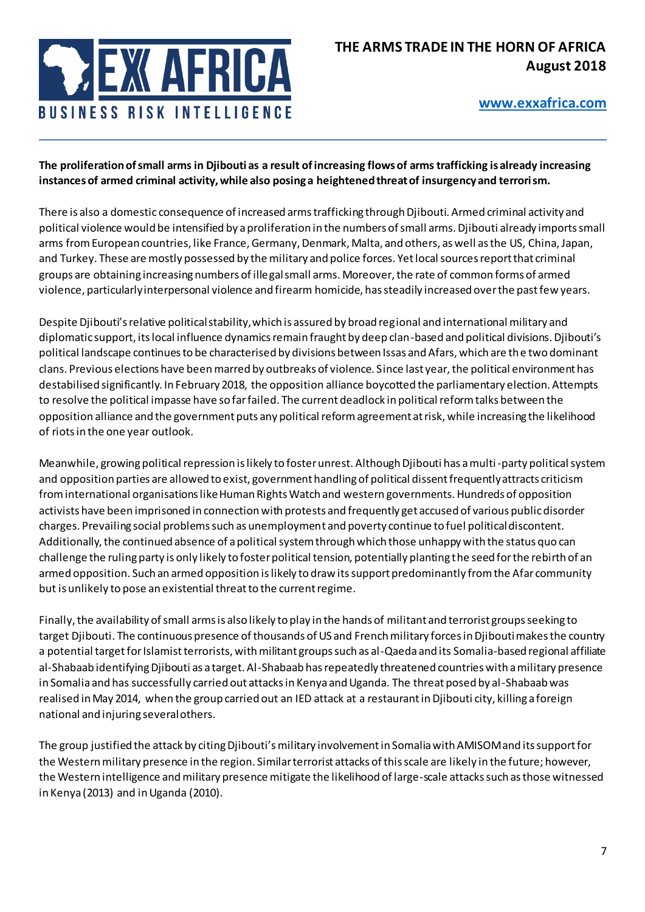**The proliferation of small arms in Djibouti as a result of increasing flows of arms trafficking is already increasing instances of armed criminal activity, while also posing a heightened threat of insurgency and terrorism.**

There is also a domestic consequence of increased arms trafficking through Djibouti. Armed criminal activity and political violence would be intensified by a proliferation in the numbers of small arms. Djibouti already imports small arms from European countries, like France, Germany, Denmark, Malta, and others, as well as the US, China, Japan, and Turkey. These are mostly possessed by the military and police forces. Yet local sources report that criminal groups are obtaining increasing numbers of illegal small arms. Moreover, the rate of common forms of armed violence, particularly interpersonal violence and firearm homicide, has steadily increased over the past few years.

Despite Djibouti's relative political stability, which is assured by broad regional and international military and diplomatic support, its local influence dynamics remain fraught by deep clan-based and political divisions. Djibouti's political landscape continues to be characterised by divisions between Issas and Afars, which are the two dominant clans. Previous elections have been marred by outbreaks of violence. Since last year, the political environment has destabilised significantly. In February 2018, the opposition alliance boycotted the parliamentary election. Attempts to resolve the political impasse have so far failed. The current deadlock in political reform talks between the opposition alliance and the government puts any political reform agreement at risk, while increasing the likelihood of riots in the one year outlook.

Meanwhile, growing political repression is likely to foster unrest. Although Djibouti has a multi-party political system and opposition parties are allowed to exist, government handling of political dissent frequently attracts criticism from international organisations like Human Rights Watch and western governments. Hundreds of opposition activists have been imprisoned in connection with protests and frequently get accused of various public disorder charges. Prevailing social problems such as unemployment and poverty continue to fuel political discontent. Additionally, the continued absence of a political system through which those unhappy with the status quo can challenge the ruling party is only likely to foster political tension, potentially planting the seed for the rebirth of an armed opposition. Such an armed opposition is likely to draw its support predominantly from the Afar community but is unlikely to pose an existential threat to the current regime.

Finally, the availability of small arms is also likely to play in the hands of militant and terrorist groups seeking to target Djibouti. The continuous presence of thousands of US and French military forces in Djibouti makes the country a potential target for Islamist terrorists, with militant groups such as al-Qaeda and its Somalia-based regional affiliate al-Shabaab identifying Djibouti as a target. Al-Shabaab has repeatedly threatened countries with a military presence in Somalia and has successfully carried out attacks in Kenya and Uganda. The threat posed by al-Shabaab was realised in May 2014, when the group carried out an IED attack at a restaurant in Djibouti city, killing a foreign national and injuring several others.

The group justified the attack by citing Djibouti's military involvement in Somalia with AMISOM and its support for the Western military presence in the region. Similar terrorist attacks of this scale are likely in the future; however, the Western intelligence and military presence mitigate the likelihood of large-scale attacks such as those witnessed in Kenya (2013) and in Uganda (2010).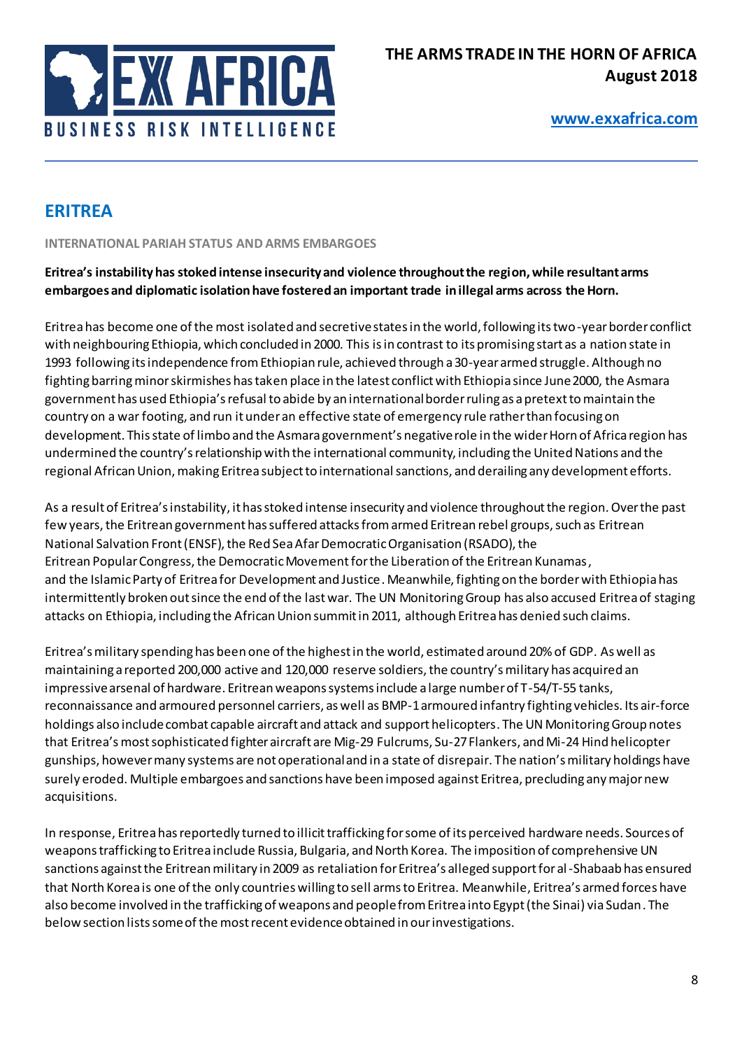## ERITREA

### INTERNATIONAL PARIAH STATUS AND ARMS EMBARGOES

**Eritrea's instability has stoked intense insecurity and violence throughout the region, while resultant arms embargoes and diplomatic isolation have fostered an important trade in illegal arms across the Horn.**

Eritrea has become one of the most isolated and secretive states in the world, following its two-year border conflict with neighbouring Ethiopia, which concluded in 2000. This is in contrast to its promising start as a nation state in 1993 following its independence from Ethiopian rule, achieved through a 30-year armed struggle. Although no fighting barring minor skirmishes has taken place in the latest conflict with Ethiopia since June 2000, the Asmara government has used Ethiopia's refusal to abide by an international border ruling as a pretext to maintain the country on a war footing, and run it under an effective state of emergency rule rather than focusing on development. This state of limbo and the Asmara government's negative role in the wider Horn of Africa region has undermined the country's relationship with the international community, including the United Nations and the regional African Union, making Eritrea subject to international sanctions, and derailing any development efforts.

As a result of Eritrea's instability, it has stoked intense insecurity and violence throughout the region. Over the past few years, the Eritrean government has suffered attacks from armed Eritrean rebel groups, such as Eritrean National Salvation Front (ENSF), the Red Sea Afar Democratic Organisation (RSADO), the Eritrean Popular Congress, the Democratic Movement for the Liberation of the Eritrean Kunamas, and the Islamic Party of Eritrea for Development and Justice. Meanwhile, fighting on the border with Ethiopia has intermittently broken out since the end of the last war. The UN Monitoring Group has also accused Eritrea of staging attacks on Ethiopia, including the African Union summit in 2011, although Eritrea has denied such claims.

Eritrea's military spending has been one of the highest in the world, estimated around 20% of GDP. As well as maintaining a reported 200,000 active and 120,000 reserve soldiers, the country's military has acquired an impressive arsenal of hardware. Eritrean weapons systems include a large number of T-54/T-55 tanks, reconnaissance and armoured personnel carriers, as well as BMP-1 armoured infantry fighting vehicles. Its air-force holdings also include combat capable aircraft and attack and support helicopters. The UN Monitoring Group notes that Eritrea's most sophisticated fighter aircraft are Mig-29 Fulcrums, Su-27 Flankers, and Mi-24 Hind helicopter gunships, however many systems are not operational and in a state of disrepair. The nation's military holdings have surely eroded. Multiple embargoes and sanctions have been imposed against Eritrea, precluding any major new acquisitions.

In response, Eritrea has reportedly turned to illicit trafficking for some of its perceived hardware needs. Sources of weapons trafficking to Eritrea include Russia, Bulgaria, and North Korea. The imposition of comprehensive UN sanctions against the Eritrean military in 2009 as retaliation for Eritrea's alleged support for al-Shabaab has ensured that North Korea is one of the only countries willing to sell arms to Eritrea. Meanwhile, Eritrea's armed forces have also become involved in the trafficking of weapons and people from Eritrea into Egypt (the Sinai) via Sudan. The below section lists some of the most recent evidence obtained in our investigations.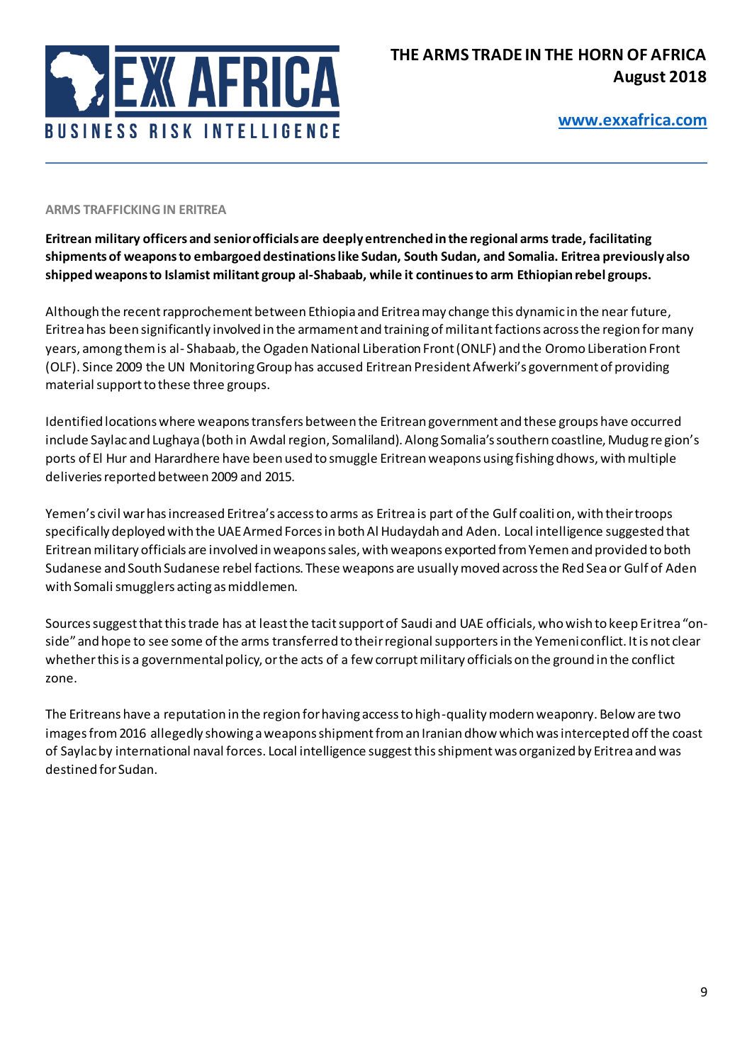## ARMS TRAFFICKING IN ERITREA

**Eritrean military officers and senior officials are deeply entrenched in the regional arms trade, facilitating shipments of weapons to embargoed destinations like Sudan, South Sudan, and Somalia. Eritrea previously also shipped weapons to Islamist militant group al-Shabaab, while it continues to arm Ethiopian rebel groups.**

Although the recent rapprochement between Ethiopia and Eritrea may change this dynamic in the near future, Eritrea has been significantly involved in the armament and training of militant factions across the region for many years, among them is al- Shabaab, the Ogaden National Liberation Front (ONLF) and the Oromo Liberation Front (OLF). Since 2009 the UN Monitoring Group has accused Eritrean President Afwerki's government of providing material support to these three groups.

Identified locations where weapons transfers between the Eritrean government and these groups have occurred include Saylac and Lughaya (both in Awdal region, Somaliland). Along Somalia's southern coastline, Mudug region's ports of El Hur and Harardhere have been used to smuggle Eritrean weapons using fishing dhows, with multiple deliveries reported between 2009 and 2015.

Yemen's civil war has increased Eritrea's access to arms as Eritrea is part of the Gulf coalition, with their troops specifically deployed with the UAE Armed Forces in both Al Hudaydah and Aden. Local intelligence suggested that Eritrean military officials are involved in weapons sales, with weapons exported from Yemen and provided to both Sudanese and South Sudanese rebel factions. These weapons are usually moved across the Red Sea or Gulf of Aden with Somali smugglers acting as middlemen.

Sources suggest that this trade has at least the tacit support of Saudi and UAE officials, who wish to keep Eritrea "on-side" and hope to see some of the arms transferred to their regional supporters in the Yemeni conflict. It is not clear whether this is a governmental policy, or the acts of a few corrupt military officials on the ground in the conflict zone.

The Eritreans have a reputation in the region for having access to high-quality modern weaponry. Below are two images from 2016 allegedly showing a weapons shipment from an Iranian dhow which was intercepted off the coast of Saylac by international naval forces. Local intelligence suggest this shipment was organized by Eritrea and was destined for Sudan.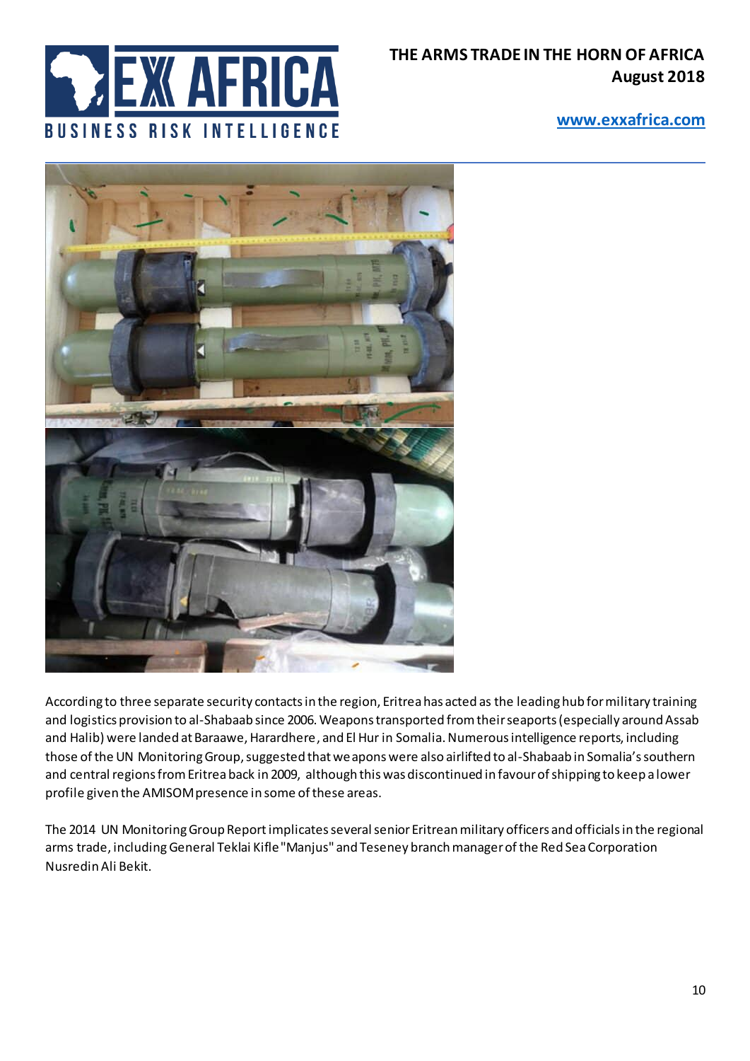According to three separate security contacts in the region, Eritrea has acted as the leading hub for military training and logistics provision to al-Shabaab since 2006. Weapons transported from their seaports (especially around Assab and Halib) were landed at Baraawe, Harardhere, and El Hur in Somalia. Numerous intelligence reports, including those of the UN Monitoring Group, suggested that weapons were also airlifted to al-Shabaab in Somalia's southern and central regions from Eritrea back in 2009, although this was discontinued in favour of shipping to keep a lower profile given the AMISOM presence in some of these areas.

The 2014 UN Monitoring Group Report implicates several senior Eritrean military officers and officials in the regional arms trade, including General Teklai Kifle "Manjus" and Teseney branch manager of the Red Sea Corporation Nusredin Ali Bekit.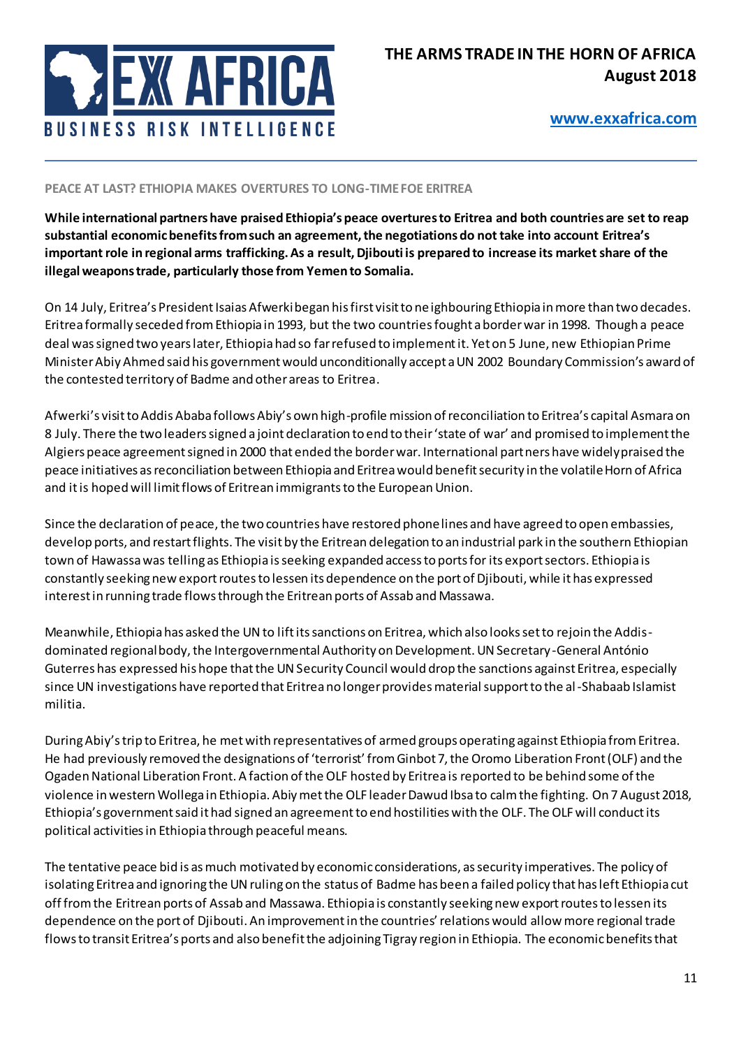### PEACE AT LAST? ETHIOPIA MAKES OVERTURES TO LONG-TIME FOE ERITREA

**While international partners have praised Ethiopia's peace overtures to Eritrea and both countries are set to reap substantial economic benefits from such an agreement, the negotiations do not take into account Eritrea's important role in regional arms trafficking. As a result, Djibouti is prepared to increase its market share of the illegal weapons trade, particularly those from Yemen to Somalia.**

On 14 July, Eritrea's President Isaias Afwerki began his first visit to neighbouring Ethiopia in more than two decades. Eritrea formally seceded from Ethiopia in 1993, but the two countries fought a border war in 1998. Though a peace deal was signed two years later, Ethiopia had so far refused to implement it. Yet on 5 June, new Ethiopian Prime Minister Abiy Ahmed said his government would unconditionally accept a UN 2002 Boundary Commission's award of the contested territory of Badme and other areas to Eritrea.

Afwerki's visit to Addis Ababa follows Abiy's own high-profile mission of reconciliation to Eritrea's capital Asmara on 8 July. There the two leaders signed a joint declaration to end to their 'state of war' and promised to implement the Algiers peace agreement signed in 2000 that ended the border war. International partners have widely praised the peace initiatives as reconciliation between Ethiopia and Eritrea would benefit security in the volatile Horn of Africa and it is hoped will limit flows of Eritrean immigrants to the European Union.

Since the declaration of peace, the two countries have restored phone lines and have agreed to open embassies, develop ports, and restart flights. The visit by the Eritrean delegation to an industrial park in the southern Ethiopian town of Hawassa was telling as Ethiopia is seeking expanded access to ports for its export sectors. Ethiopia is constantly seeking new export routes to lessen its dependence on the port of Djibouti, while it has expressed interest in running trade flows through the Eritrean ports of Assab and Massawa.

Meanwhile, Ethiopia has asked the UN to lift its sanctions on Eritrea, which also looks set to rejoin the Addis-dominated regional body, the Intergovernmental Authority on Development. UN Secretary-General António Guterres has expressed his hope that the UN Security Council would drop the sanctions against Eritrea, especially since UN investigations have reported that Eritrea no longer provides material support to the al-Shabaab Islamist militia.

During Abiy's trip to Eritrea, he met with representatives of armed groups operating against Ethiopia from Eritrea. He had previously removed the designations of 'terrorist' from Ginbot 7, the Oromo Liberation Front (OLF) and the Ogaden National Liberation Front. A faction of the OLF hosted by Eritrea is reported to be behind some of the violence in western Wollega in Ethiopia. Abiy met the OLF leader Dawud Ibsa to calm the fighting. On 7 August 2018, Ethiopia's government said it had signed an agreement to end hostilities with the OLF. The OLF will conduct its political activities in Ethiopia through peaceful means.

The tentative peace bid is as much motivated by economic considerations, as security imperatives. The policy of isolating Eritrea and ignoring the UN ruling on the status of Badme has been a failed policy that has left Ethiopia cut off from the Eritrean ports of Assab and Massawa. Ethiopia is constantly seeking new export routes to lessen its dependence on the port of Djibouti. An improvement in the countries' relations would allow more regional trade flows to transit Eritrea's ports and also benefit the adjoining Tigray region in Ethiopia. The economic benefits that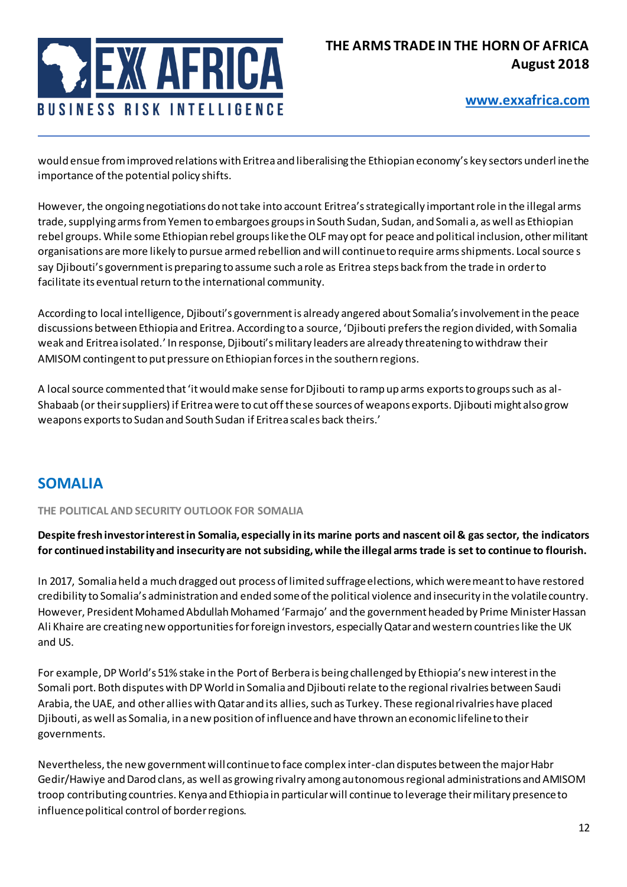would ensue from improved relations with Eritrea and liberalising the Ethiopian economy's key sectors underline the importance of the potential policy shifts.

However, the ongoing negotiations do not take into account Eritrea's strategically important role in the illegal arms trade, supplying arms from Yemen to embargoes groups in South Sudan, Sudan, and Somalia, as well as Ethiopian rebel groups. While some Ethiopian rebel groups like the OLF may opt for peace and political inclusion, other militant organisations are more likely to pursue armed rebellion and will continue to require arms shipments. Local sources say Djibouti's government is preparing to assume such a role as Eritrea steps back from the trade in order to facilitate its eventual return to the international community.

According to local intelligence, Djibouti's government is already angered about Somalia's involvement in the peace discussions between Ethiopia and Eritrea. According to a source, 'Djibouti prefers the region divided, with Somalia weak and Eritrea isolated.' In response, Djibouti's military leaders are already threatening to withdraw their AMISOM contingent to put pressure on Ethiopian forces in the southern regions.

A local source commented that 'it would make sense for Djibouti to ramp up arms exports to groups such as al-Shabaab (or their suppliers) if Eritrea were to cut off these sources of weapons exports. Djibouti might also grow weapons exports to Sudan and South Sudan if Eritrea scales back theirs.'

## SOMALIA

### THE POLITICAL AND SECURITY OUTLOOK FOR SOMALIA

**Despite fresh investor interest in Somalia, especially in its marine ports and nascent oil & gas sector, the indicators for continued instability and insecurity are not subsiding, while the illegal arms trade is set to continue to flourish.**

In 2017, Somalia held a much dragged out process of limited suffrage elections, which were meant to have restored credibility to Somalia's administration and ended some of the political violence and insecurity in the volatile country. However, President Mohamed Abdullah Mohamed 'Farmajo' and the government headed by Prime Minister Hassan Ali Khaire are creating new opportunities for foreign investors, especially Qatar and western countries like the UK and US.

For example, DP World's 51% stake in the Port of Berbera is being challenged by Ethiopia's new interest in the Somali port. Both disputes with DP World in Somalia and Djibouti relate to the regional rivalries between Saudi Arabia, the UAE, and other allies with Qatar and its allies, such as Turkey. These regional rivalries have placed Djibouti, as well as Somalia, in a new position of influence and have thrown an economic lifeline to their governments.

Nevertheless, the new government will continue to face complex inter-clan disputes between the major Habr Gedir/Hawiye and Darod clans, as well as growing rivalry among autonomous regional administrations and AMISOM troop contributing countries. Kenya and Ethiopia in particular will continue to leverage their military presence to influence political control of border regions.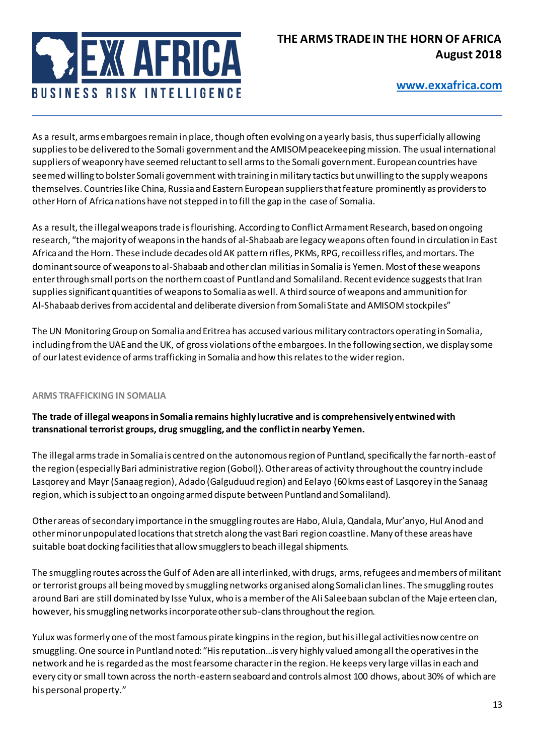As a result, arms embargoes remain in place, though often evolving on a yearly basis, thus superficially allowing supplies to be delivered to the Somali government and the AMISOM peacekeeping mission. The usual international suppliers of weaponry have seemed reluctant to sell arms to the Somali government. European countries have seemed willing to bolster Somali government with training in military tactics but unwilling to the supply weapons themselves. Countries like China, Russia and Eastern European suppliers that feature prominently as providers to other Horn of Africa nations have not stepped in to fill the gap in the case of Somalia.

As a result, the illegal weapons trade is flourishing. According to Conflict Armament Research, based on ongoing research, "the majority of weapons in the hands of al-Shabaab are legacy weapons often found in circulation in East Africa and the Horn. These include decades old AK pattern rifles, PKMs, RPG, recoilless rifles, and mortars. The dominant source of weapons to al-Shabaab and other clan militias in Somalia is Yemen. Most of these weapons enter through small ports on the northern coast of Puntland and Somaliland. Recent evidence suggests that Iran supplies significant quantities of weapons to Somalia as well. A third source of weapons and ammunition for Al-Shabaab derives from accidental and deliberate diversion from Somali State and AMISOM stockpiles"

The UN Monitoring Group on Somalia and Eritrea has accused various military contractors operating in Somalia, including from the UAE and the UK, of gross violations of the embargoes. In the following section, we display some of our latest evidence of arms trafficking in Somalia and how this relates to the wider region.

## ARMS TRAFFICKING IN SOMALIA

**The trade of illegal weapons in Somalia remains highly lucrative and is comprehensively entwined with transnational terrorist groups, drug smuggling, and the conflict in nearby Yemen.**

The illegal arms trade in Somalia is centred on the autonomous region of Puntland, specifically the far north-east of the region (especially Bari administrative region (Gobol)). Other areas of activity throughout the country include Lasqorey and Mayr (Sanaag region), Adado (Galguduud region) and Eelayo (60kms east of Lasqorey in the Sanaag region, which is subject to an ongoing armed dispute between Puntland and Somaliland).

Other areas of secondary importance in the smuggling routes are Habo, Alula, Qandala, Mur'anyo, Hul Anod and other minor unpopulated locations that stretch along the vast Bari region coastline. Many of these areas have suitable boat docking facilities that allow smugglers to beach illegal shipments.

The smuggling routes across the Gulf of Aden are all interlinked, with drugs, arms, refugees and members of militant or terrorist groups all being moved by smuggling networks organised along Somali clan lines. The smuggling routes around Bari are still dominated by Isse Yulux, who is a member of the Ali Saleebaan subclan of the Maje erteen clan, however, his smuggling networks incorporate other sub-clans throughout the region.

Yulux was formerly one of the most famous pirate kingpins in the region, but his illegal activities now centre on smuggling. One source in Puntland noted: "His reputation…is very highly valued among all the operatives in the network and he is regarded as the most fearsome character in the region. He keeps very large villas in each and every city or small town across the north-eastern seaboard and controls almost 100 dhows, about 30% of which are his personal property."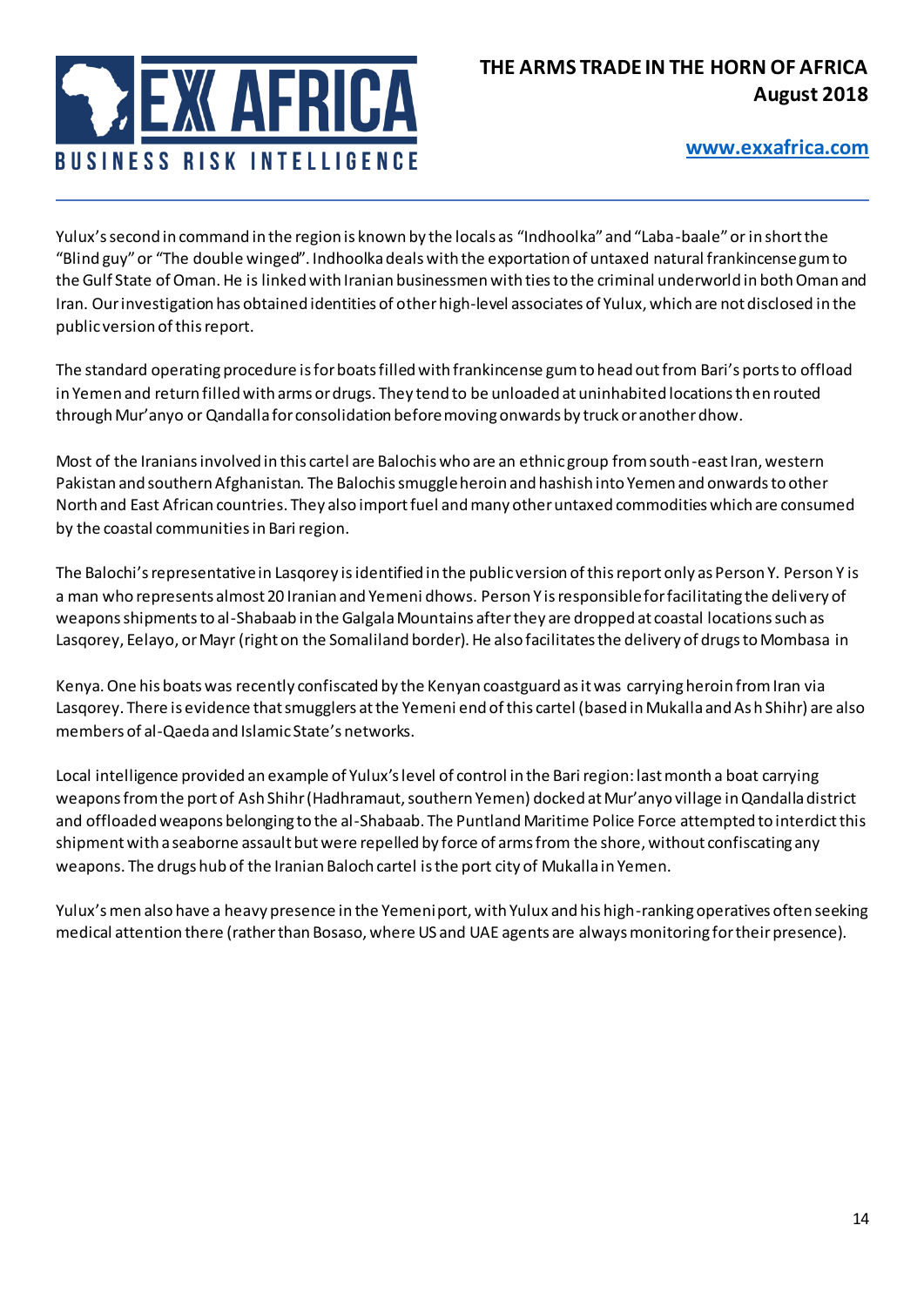Yulux's second in command in the region is known by the locals as "Indhoolka" and "Laba-baale" or in short the "Blind guy" or "The double winged". Indhoolka deals with the exportation of untaxed natural frankincense gum to the Gulf State of Oman. He is linked with Iranian businessmen with ties to the criminal underworld in both Oman and Iran. Our investigation has obtained identities of other high-level associates of Yulux, which are not disclosed in the public version of this report.

The standard operating procedure is for boats filled with frankincense gum to head out from Bari's ports to offload in Yemen and return filled with arms or drugs. They tend to be unloaded at uninhabited locations then routed through Mur'anyo or Qandalla for consolidation before moving onwards by truck or another dhow.

Most of the Iranians involved in this cartel are Balochis who are an ethnic group from south-east Iran, western Pakistan and southern Afghanistan. The Balochis smuggle heroin and hashish into Yemen and onwards to other North and East African countries. They also import fuel and many other untaxed commodities which are consumed by the coastal communities in Bari region.

The Balochi's representative in Lasqorey is identified in the public version of this report only as Person Y. Person Y is a man who represents almost 20 Iranian and Yemeni dhows. Person Y is responsible for facilitating the delivery of weapons shipments to al-Shabaab in the Galgala Mountains after they are dropped at coastal locations such as Lasqorey, Eelayo, or Mayr (right on the Somaliland border). He also facilitates the delivery of drugs to Mombasa in Kenya. One his boats was recently confiscated by the Kenyan coastguard as it was carrying heroin from Iran via Lasqorey. There is evidence that smugglers at the Yemeni end of this cartel (based in Mukalla and Ash Shihr) are also members of al-Qaeda and Islamic State's networks.

Local intelligence provided an example of Yulux's level of control in the Bari region: last month a boat carrying weapons from the port of Ash Shihr (Hadhramaut, southern Yemen) docked at Mur'anyo village in Qandalla district and offloaded weapons belonging to the al-Shabaab. The Puntland Maritime Police Force attempted to interdict this shipment with a seaborne assault but were repelled by force of arms from the shore, without confiscating any weapons. The drugs hub of the Iranian Baloch cartel is the port city of Mukalla in Yemen.

Yulux's men also have a heavy presence in the Yemeni port, with Yulux and his high-ranking operatives often seeking medical attention there (rather than Bosaso, where US and UAE agents are always monitoring for their presence).